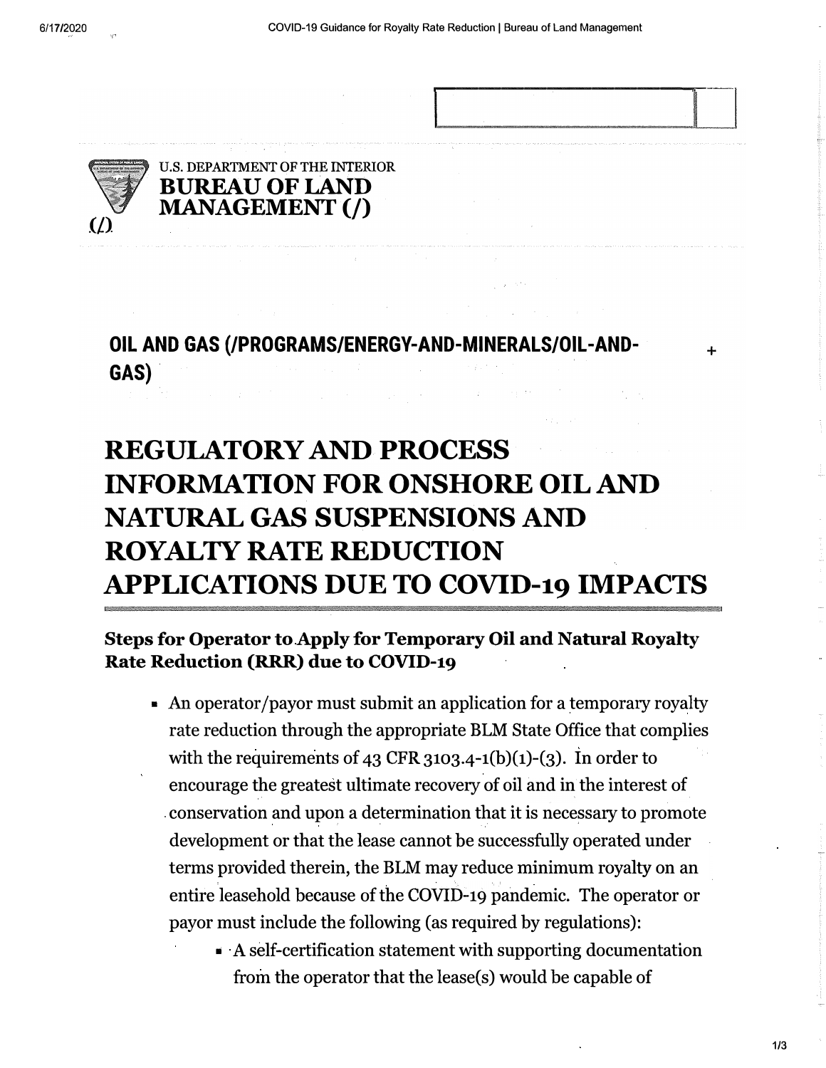U.S. DEPARTMENT OF THE INTERIOR
**BUREAU OF LAND MANAGEMENT (/)**

**OIL AND GAS (/PROGRAMS/ENERGY-AND-MINERALS/OIL-AND-GAS)**

# REGULATORY AND PROCESS INFORMATION FOR ONSHORE OIL AND NATURAL GAS SUSPENSIONS AND ROYALTY RATE REDUCTION APPLICATIONS DUE TO COVID-19 IMPACTS

### Steps for Operator to Apply for Temporary Oil and Natural Royalty Rate Reduction (RRR) due to COVID-19

- An operator/payor must submit an application for a temporary royalty rate reduction through the appropriate BLM State Office that complies with the requirements of 43 CFR 3103.4-1(b)(1)-(3). In order to encourage the greatest ultimate recovery of oil and in the interest of conservation and upon a determination that it is necessary to promote development or that the lease cannot be successfully operated under terms provided therein, the BLM may reduce minimum royalty on an entire leasehold because of the COVID-19 pandemic. The operator or payor must include the following (as required by regulations):
  - A self-certification statement with supporting documentation from the operator that the lease(s) would be capable of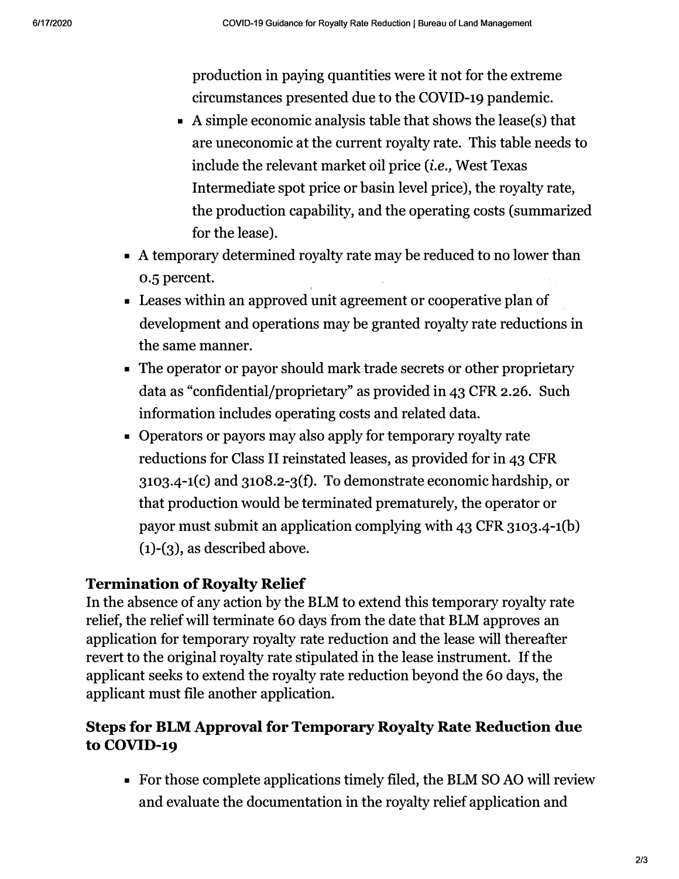production in paying quantities were it not for the extreme circumstances presented due to the COVID-19 pandemic.
    - A simple economic analysis table that shows the lease(s) that are uneconomic at the current royalty rate. This table needs to include the relevant market oil price (*i.e.,* West Texas Intermediate spot price or basin level price), the royalty rate, the production capability, and the operating costs (summarized for the lease).
- A temporary determined royalty rate may be reduced to no lower than 0.5 percent.
- Leases within an approved unit agreement or cooperative plan of development and operations may be granted royalty rate reductions in the same manner.
- The operator or payor should mark trade secrets or other proprietary data as "confidential/proprietary" as provided in 43 CFR 2.26. Such information includes operating costs and related data.
- Operators or payors may also apply for temporary royalty rate reductions for Class II reinstated leases, as provided for in 43 CFR 3103.4-1(c) and 3108.2-3(f). To demonstrate economic hardship, or that production would be terminated prematurely, the operator or payor must submit an application complying with 43 CFR 3103.4-1(b)(1)-(3), as described above.

**Termination of Royalty Relief**

In the absence of any action by the BLM to extend this temporary royalty rate relief, the relief will terminate 60 days from the date that BLM approves an application for temporary royalty rate reduction and the lease will thereafter revert to the original royalty rate stipulated in the lease instrument. If the applicant seeks to extend the royalty rate reduction beyond the 60 days, the applicant must file another application.

## Steps for BLM Approval for Temporary Royalty Rate Reduction due to COVID-19

- For those complete applications timely filed, the BLM SO AO will review and evaluate the documentation in the royalty relief application and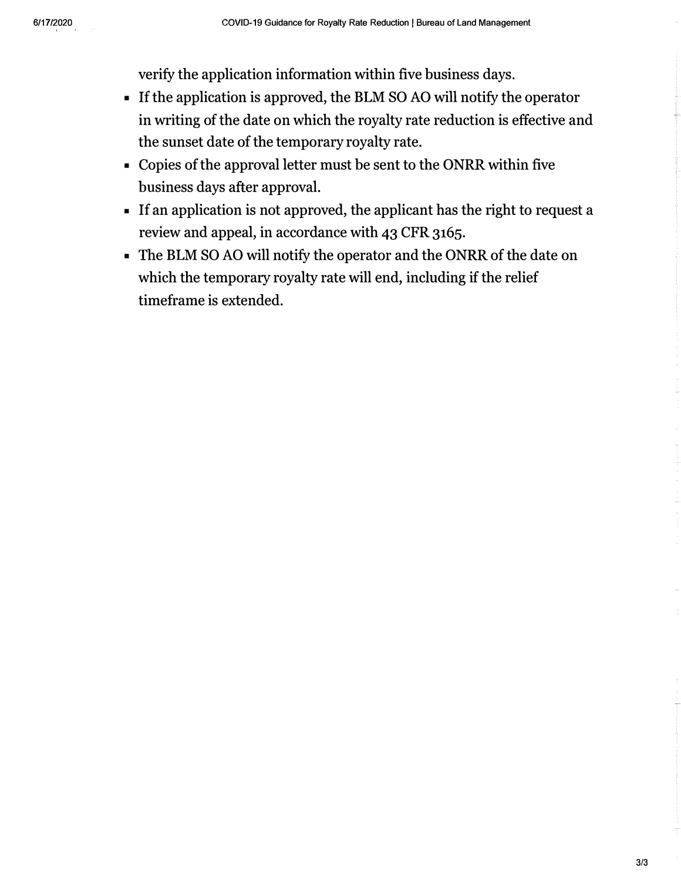verify the application information within five business days.

- If the application is approved, the BLM SO AO will notify the operator in writing of the date on which the royalty rate reduction is effective and the sunset date of the temporary royalty rate.
- Copies of the approval letter must be sent to the ONRR within five business days after approval.
- If an application is not approved, the applicant has the right to request a review and appeal, in accordance with 43 CFR 3165.
- The BLM SO AO will notify the operator and the ONRR of the date on which the temporary royalty rate will end, including if the relief timeframe is extended.